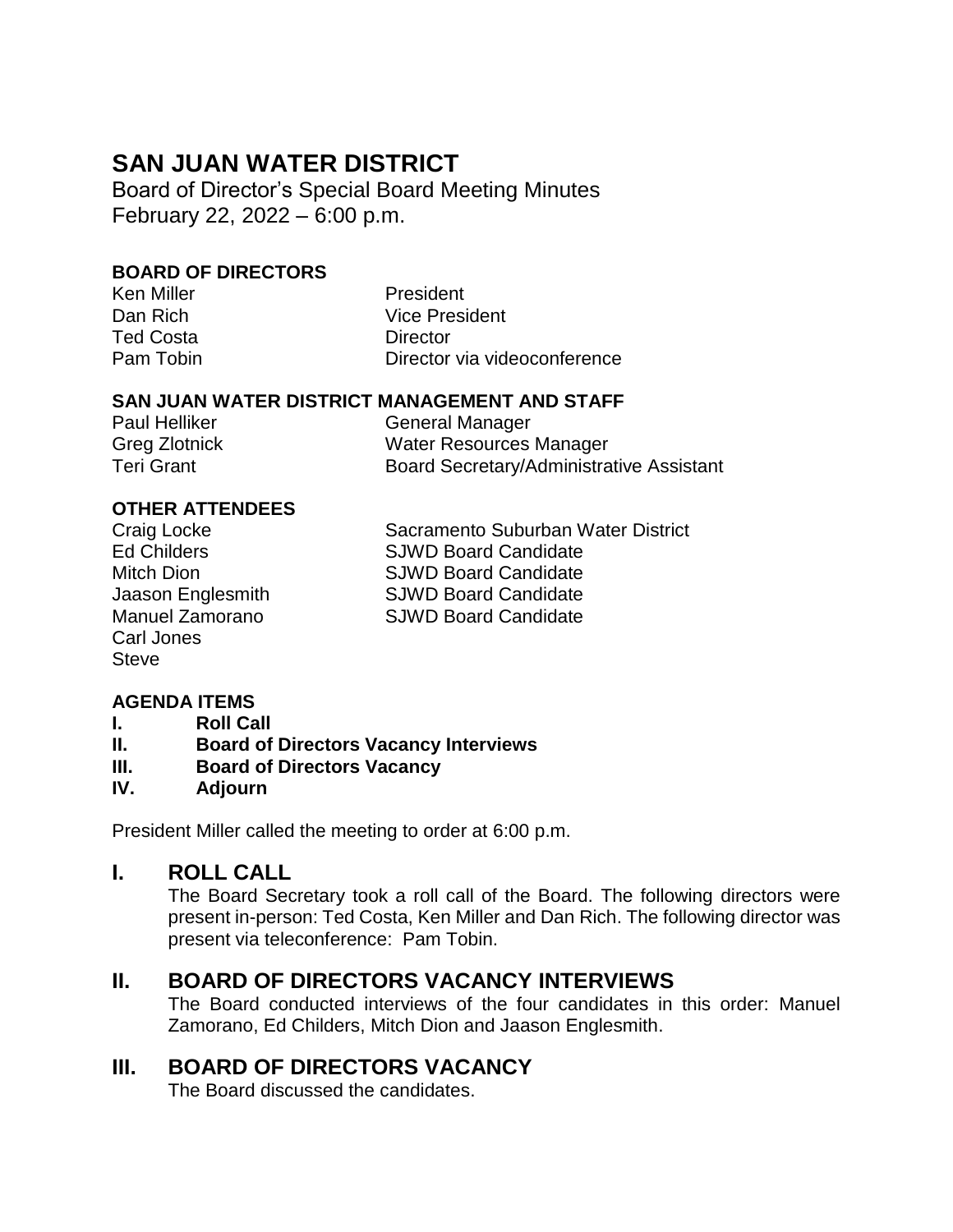# SAN JUAN WATER DISTRICT

Board of Director's Special Board Meeting Minutes
February 22, 2022 – 6:00 p.m.

### BOARD OF DIRECTORS

| | |
|---|---|
| Ken Miller | President |
| Dan Rich | Vice President |
| Ted Costa | Director |
| Pam Tobin | Director via videoconference |

### SAN JUAN WATER DISTRICT MANAGEMENT AND STAFF

| | |
|---|---|
| Paul Helliker | General Manager |
| Greg Zlotnick | Water Resources Manager |
| Teri Grant | Board Secretary/Administrative Assistant |

### OTHER ATTENDEES

| | |
|---|---|
| Craig Locke | Sacramento Suburban Water District |
| Ed Childers | SJWD Board Candidate |
| Mitch Dion | SJWD Board Candidate |
| Jaason Englesmith | SJWD Board Candidate |
| Manuel Zamorano | SJWD Board Candidate |
| Carl Jones | |
| Steve | |

### AGENDA ITEMS

- **I. Roll Call**
- **II. Board of Directors Vacancy Interviews**
- **III. Board of Directors Vacancy**
- **IV. Adjourn**

President Miller called the meeting to order at 6:00 p.m.

## I. ROLL CALL

The Board Secretary took a roll call of the Board. The following directors were present in-person: Ted Costa, Ken Miller and Dan Rich. The following director was present via teleconference: Pam Tobin.

## II. BOARD OF DIRECTORS VACANCY INTERVIEWS

The Board conducted interviews of the four candidates in this order: Manuel Zamorano, Ed Childers, Mitch Dion and Jaason Englesmith.

## III. BOARD OF DIRECTORS VACANCY

The Board discussed the candidates.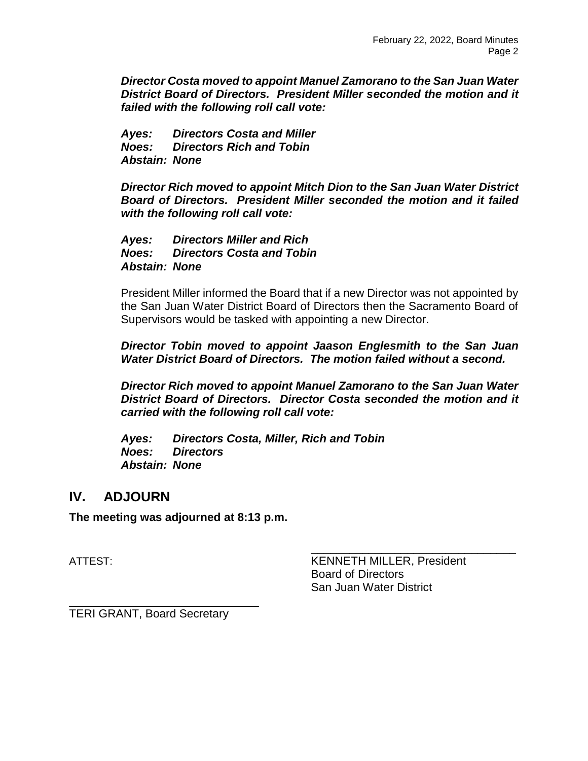***Director Costa moved to appoint Manuel Zamorano to the San Juan Water District Board of Directors. President Miller seconded the motion and it failed with the following roll call vote:***

***Ayes: Directors Costa and Miller***
***Noes: Directors Rich and Tobin***
***Abstain: None***

***Director Rich moved to appoint Mitch Dion to the San Juan Water District Board of Directors. President Miller seconded the motion and it failed with the following roll call vote:***

***Ayes: Directors Miller and Rich***
***Noes: Directors Costa and Tobin***
***Abstain: None***

President Miller informed the Board that if a new Director was not appointed by the San Juan Water District Board of Directors then the Sacramento Board of Supervisors would be tasked with appointing a new Director.

***Director Tobin moved to appoint Jaason Englesmith to the San Juan Water District Board of Directors. The motion failed without a second.***

***Director Rich moved to appoint Manuel Zamorano to the San Juan Water District Board of Directors. Director Costa seconded the motion and it carried with the following roll call vote:***

***Ayes: Directors Costa, Miller, Rich and Tobin***
***Noes: Directors***
***Abstain: None***

## IV. ADJOURN

**The meeting was adjourned at 8:13 p.m.**

ATTEST:

_______________________________
KENNETH MILLER, President
Board of Directors
San Juan Water District

_______________________________
TERI GRANT, Board Secretary